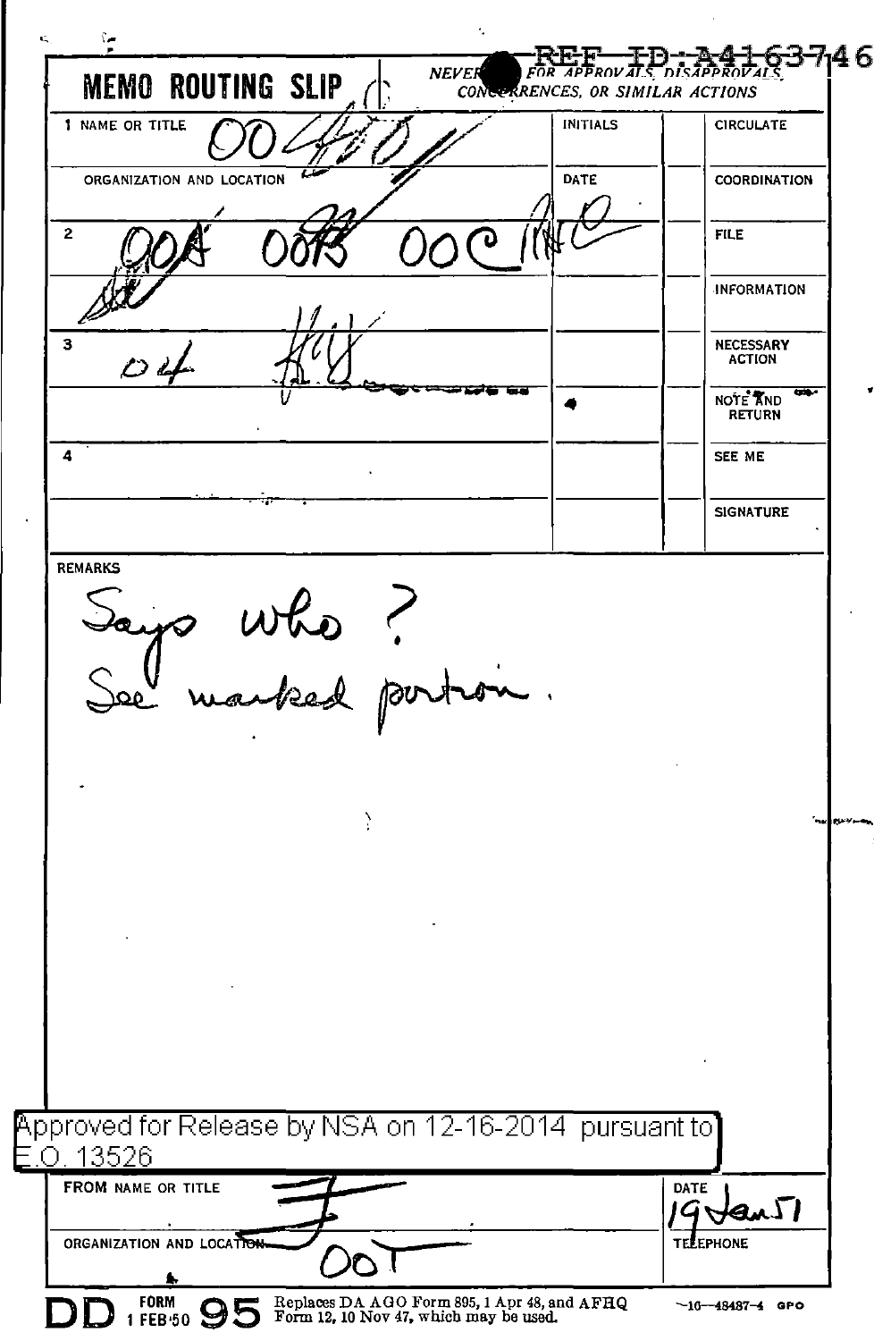REF ID:A4163746

# MEMO ROUTING SLIP

NEVER USED FOR APPROVALS, DISAPPROVALS, CONCURRENCES, OR SIMILAR ACTIONS

| | NAME OR TITLE | INITIALS | | CIRCULATE |
|---|---|---|---|---|
| 1 | OO | | | |
| | ORGANIZATION AND LOCATION | DATE | | COORDINATION |
| 2 | OOA OOB OOC | | | FILE |
| | | | | INFORMATION |
| 3 | O4 | | | NECESSARY ACTION |
| | | | | NOTE AND RETURN |
| 4 | | | | SEE ME |
| | | | | SIGNATURE |

REMARKS

Says who?
See marked portion.

Approved for Release by NSA on 12-16-2014 pursuant to E.O. 13526

| FROM NAME OR TITLE | DATE |
|---|---|
| F | 19 Jan 51 |
| ORGANIZATION AND LOCATION | TELEPHONE |
| OOT | |

DD FORM 1 FEB 50 95 Replaces DA AGO Form 895, 1 Apr 48, and AFHQ Form 12, 10 Nov 47, which may be used.

—16—48487-4 GPO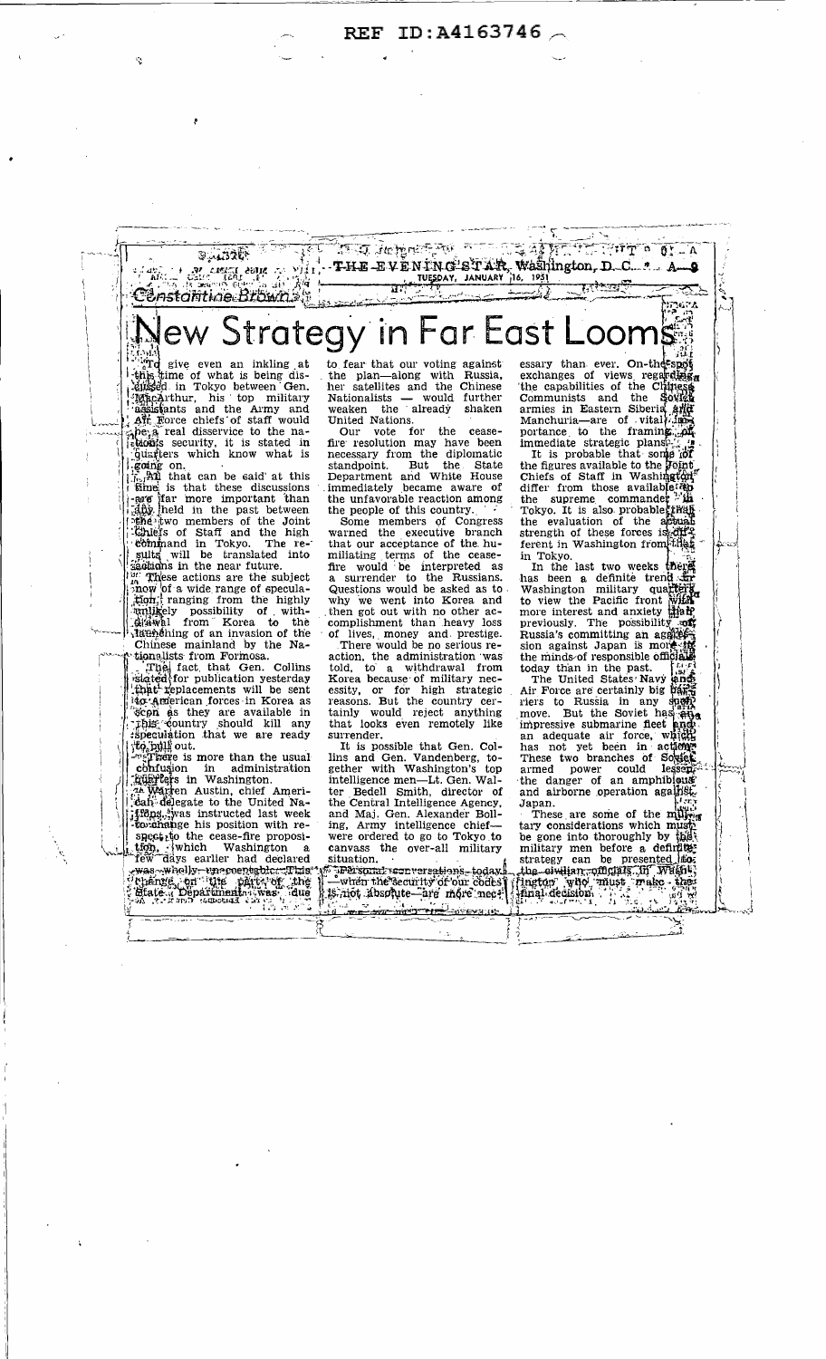REF ID:A4163746

THE EVENING STAR, Washington, D. C. TUESDAY, JANUARY 16, 1951 A-9

Constantine Brown

# New Strategy in Far East Looms

To give even an inkling at this time of what is being discussed in Tokyo between Gen. MacArthur, his top military assistants and the Army and Air Force chiefs of staff would be a real disservice to the nation's security, it is stated in quarters which know what is going on.

All that can be said at this time is that these discussions are far more important than any held in the past between the two members of the Joint Chiefs of Staff and the high command in Tokyo. The results will be translated into actions in the near future.

These actions are the subject now of a wide range of speculation, ranging from the highly unlikely possibility of withdrawal from Korea to the launching of an invasion of the Chinese mainland by the Nationalists from Formosa.

The fact that Gen. Collins stated for publication yesterday that replacements will be sent to American forces in Korea as soon as they are available in this country should kill any speculation that we are ready to pull out.

There is more than the usual confusion in administration quarters in Washington.

Warren Austin, chief American delegate to the United Nations, was instructed last week to change his position with respect to the cease-fire proposition, which Washington a few days earlier had declared was wholly unacceptable. This change on the part of the State Department was due to fear that our voting against the plan—along with Russia, her satellites and the Chinese Nationalists — would further weaken the already shaken United Nations.

Our vote for the cease-fire resolution may have been necessary from the diplomatic standpoint. But the State Department and White House immediately became aware of the unfavorable reaction among the people of this country.

Some members of Congress warned the executive branch that our acceptance of the humiliating terms of the cease-fire would be interpreted as a surrender to the Russians. Questions would be asked as to why we went into Korea and then got out with no other accomplishment than heavy loss of lives, money and prestige.

There would be no serious reaction, the administration was told, to a withdrawal from Korea because of military necessity, or for high strategic reasons. But the country certainly would reject anything that looks even remotely like surrender.

It is possible that Gen. Collins and Gen. Vandenberg, together with Washington's top intelligence men—Lt. Gen. Walter Bedell Smith, director of the Central Intelligence Agency, and Maj. Gen. Alexander Bolling, Army intelligence chief—were ordered to go to Tokyo to canvass the over-all military situation.

Personal conversations today—when the security of our codes is not absolute—are more necessary than ever. On-the-spot exchanges of views regarding the capabilities of the Chinese Communists and the Soviet armies in Eastern Siberia and Manchuria—are of vital importance to the framing of immediate strategic plans.

It is probable that some of the figures available to the Joint Chiefs of Staff in Washington differ from those available to the supreme commander in Tokyo. It is also probable that the evaluation of the actual strength of these forces is different in Washington from that in Tokyo.

In the last two weeks there has been a definite trend in Washington military quarters to view the Pacific front with more interest and anxiety than previously. The possibility of Russia's committing an aggression against Japan is more in the minds of responsible officials today than in the past.

The United States Navy and Air Force are certainly big barriers to Russia in any such move. But the Soviet has an impressive submarine fleet and an adequate air force, which has not yet been in action. These two branches of Soviet armed power could lessen the danger of an amphibious and airborne operation against Japan.

These are some of the military considerations which must be gone into thoroughly by the military men before a definite strategy can be presented to the civilian officials in Washington who must make the final decision.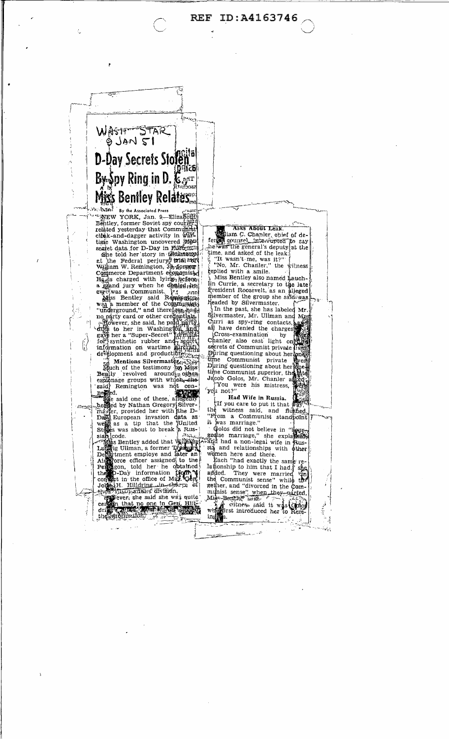REF ID:A4163746

WASH STAR
9 JAN 51

# D-Day Secrets Stolen By Spy Ring in D. C., Miss Bentley Relates

By the Associated Press

NEW YORK, Jan. 9.—Elizabeth Bentley, former Soviet spy courier, related yesterday that Communist cloak-and-dagger activity in war-time Washington uncovered top-secret data for D-Day in Europe.

She told her story in testimony at the Federal perjury trial of William W. Remington, 33, former Commerce Department economist. He is charged with lying before a grand jury when he denied he ever was a Communist.

Miss Bentley said Remington was a member of the Communist "underground," and therefore had no party card or other credentials.

However, she said, he paid party dues to her in Washington and gave her a "Super-Secret" formula for synthetic rubber and secret information on wartime aircraft development and production.

## Mentions Silvermaster.

Much of the testimony by Miss Bentley revolved around other espionage groups with which she said Remington was not connected.

She said one of these, allegedly headed by Nathan Gregory Silvermaster, provided her with the D-Day European invasion data as well as a tip that the United States was about to break a Russian code.

Miss Bentley added that William Ludwig Ullman, a former Treasury Department employe and later an Air Force officer assigned to the Pentagon, told her he obtained the D-Day information from a contact in the office of Maj. Gen. John H. Hilldring, in charge of the civil affairs division.

However, she said she was quite certain that no one in Gen. Hilldring's office ... the information ...

## Asks About Leak.

William C. Chanler, chief of defense counsel, interrupted to say he was the general's deputy at the time, and asked of the leak:

"It wasn't me, was it?"

"No, Mr. Chanler," the witness replied with a smile.

Miss Bentley also named Lauchlin Currie, a secretary to the late President Roosevelt, as an alleged member of the group she said was headed by Silvermaster.

In the past, she has labeled Mr. Silvermaster, Mr. Ullman and Mr. Currie as spy-ring contacts, and all have denied the charges.

Cross-examination by Mr. Chanler also cast light on the secrets of Communist private lives.

During questioning about her one-time Communist superior, the late Jacob Golos, Mr. Chanler asked:

"You were his mistress, were you not?"

## Had Wife in Russia.

"If you care to put it that way," the witness said, and flushed. "From a Communist standpoint it was marriage."

Golos did not believe in "bourgeoise marriage," she explained, and had a non-legal wife in Russia and relationships with other women here and there.

Each "had exactly the same relationship to him that I had," she added. They were married "in the Communist sense" while together, and "divorced in the Communist sense" when they parted, Miss Bentley said.

The witness said it was Golos who first introduced her to Remington.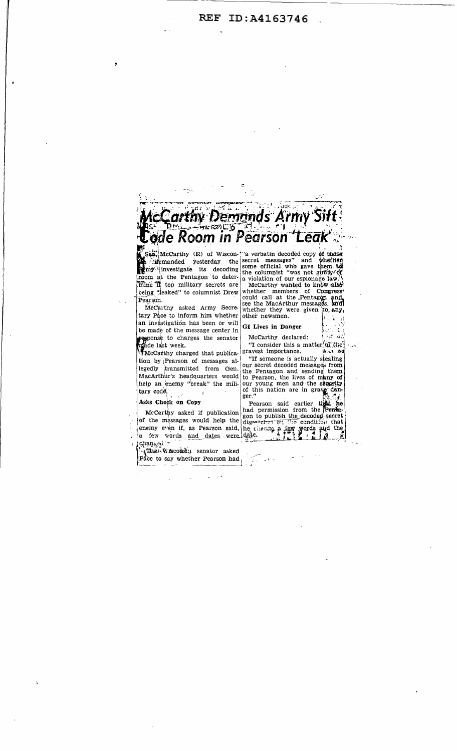# McCarthy Demands Army Sift Code Room in Pearson 'Leak'

Sen. McCarthy (R) of Wisconsin demanded yesterday the Army investigate its decoding room at the Pentagon to determine if top military secrets are being "leaked" to columnist Drew Pearson.

McCarthy asked Army Secretary Pace to inform him whether an investigation has been or will be made of the message center in response to charges the senator made last week.

McCarthy charged that publication by Pearson of messages allegedly transmitted from Gen. MacArthur's headquarters would help an enemy "break" the military code.

## Asks Check on Copy

McCarthy asked if publication of the messages would help the enemy even if, as Pearson said, a few words and dates were changed.

The Wisconsin senator asked Pace to say whether Pearson had "a verbatim decoded copy of those secret messages" and whether some official who gave them to the columnist "was not guilty of a violation of our espionage law."

McCarthy wanted to know also whether members of Congress could call at the Pentagon and see the MacArthur messages, and whether they were given to any other newsmen.

## GI Lives in Danger

McCarthy declared:

"I consider this a matter of the gravest importance.

"If someone is actually stealing our secret decoded messages from the Pentagon and sending them to Pearson, the lives of many of our young men and the security of this nation are in grave danger."

Pearson said earlier that he had permission from the Pentagon to publish the decoded secret dispatches on the condition that he change a few words and the date.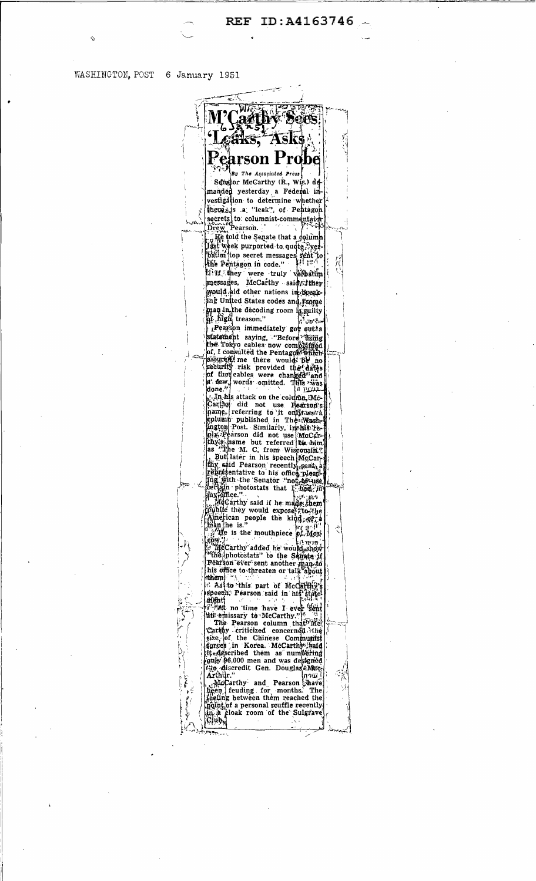REF ID:A4163746

WASHINGTON, POST 6 January 1951

# M'Carthy Sees 'Leaks,' Asks Pearson Probe

*By The Associated Press*

Senator McCarthy (R., Wis.) demanded yesterday a Federal investigation to determine whether there is a "leak" of Pentagon secrets to columnist-commentator Drew Pearson.

He told the Senate that a column last week purported to quote "verbatim top secret messages sent to the Pentagon in code."

If they were truly verbatim messages, McCarthy said, they would aid other nations in breaking United States codes and "some man in the decoding room is guilty of high treason."

Pearson immediately got out a statement saying, "Before using the Tokyo cables now complained of, I consulted the Pentagon which assured me there would be no security risk provided the dates of the cables were changed and a few words omitted. This was done."

In his attack on the column, McCarthy did not use Pearson's name, referring to it only as a column published in The Washington Post. Similarly, in his reply, Pearson did not use McCarthy's name but referred to him as "The M. C. from Wisconsin."

But later in his speech McCarthy said Pearson recently sent a representative to his office pleading with the Senator "not to use certain photostats that I had in my office."

McCarthy said if he made them public they would expose "to the American people the kind of a man he is."

"He is the mouthpiece of Moscow."

McCarthy added he would show "the photostats" to the Senate if Pearson ever sent another man to his office to threaten or talk about them.

As to this part of McCarthy's speech, Pearson said in his statement:

"At no time have I ever sent an emissary to McCarthy."

The Pearson column that McCarthy criticized concerned the size of the Chinese Communist forces in Korea. McCarthy said it described them as numbering only 96,000 men and was designed "to discredit Gen. Douglas MacArthur."

McCarthy and Pearson have been feuding for months. The feeling between them reached the point of a personal scuffle recently in a cloak room of the Sulgrave Club.